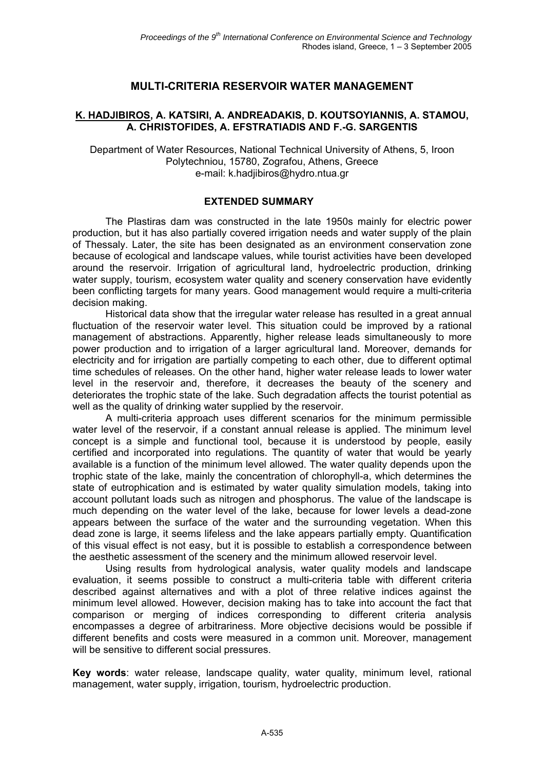# MULTI-CRITERIA RESERVOIR WATER MANAGEMENT

**K. HADJIBIROS, A. KATSIRI, A. ANDREADAKIS, D. KOUTSOYIANNIS, A. STAMOU, A. CHRISTOFIDES, A. EFSTRATIADIS AND F.-G. SARGENTIS**

Department of Water Resources, National Technical University of Athens, 5, Iroon Polytechniou, 15780, Zografou, Athens, Greece
e-mail: k.hadjibiros@hydro.ntua.gr

## EXTENDED SUMMARY

The Plastiras dam was constructed in the late 1950s mainly for electric power production, but it has also partially covered irrigation needs and water supply of the plain of Thessaly. Later, the site has been designated as an environment conservation zone because of ecological and landscape values, while tourist activities have been developed around the reservoir. Irrigation of agricultural land, hydroelectric production, drinking water supply, tourism, ecosystem water quality and scenery conservation have evidently been conflicting targets for many years. Good management would require a multi-criteria decision making.

Historical data show that the irregular water release has resulted in a great annual fluctuation of the reservoir water level. This situation could be improved by a rational management of abstractions. Apparently, higher release leads simultaneously to more power production and to irrigation of a larger agricultural land. Moreover, demands for electricity and for irrigation are partially competing to each other, due to different optimal time schedules of releases. On the other hand, higher water release leads to lower water level in the reservoir and, therefore, it decreases the beauty of the scenery and deteriorates the trophic state of the lake. Such degradation affects the tourist potential as well as the quality of drinking water supplied by the reservoir.

A multi-criteria approach uses different scenarios for the minimum permissible water level of the reservoir, if a constant annual release is applied. The minimum level concept is a simple and functional tool, because it is understood by people, easily certified and incorporated into regulations. The quantity of water that would be yearly available is a function of the minimum level allowed. The water quality depends upon the trophic state of the lake, mainly the concentration of chlorophyll-a, which determines the state of eutrophication and is estimated by water quality simulation models, taking into account pollutant loads such as nitrogen and phosphorus. The value of the landscape is much depending on the water level of the lake, because for lower levels a dead-zone appears between the surface of the water and the surrounding vegetation. When this dead zone is large, it seems lifeless and the lake appears partially empty. Quantification of this visual effect is not easy, but it is possible to establish a correspondence between the aesthetic assessment of the scenery and the minimum allowed reservoir level.

Using results from hydrological analysis, water quality models and landscape evaluation, it seems possible to construct a multi-criteria table with different criteria described against alternatives and with a plot of three relative indices against the minimum level allowed. However, decision making has to take into account the fact that comparison or merging of indices corresponding to different criteria analysis encompasses a degree of arbitrariness. More objective decisions would be possible if different benefits and costs were measured in a common unit. Moreover, management will be sensitive to different social pressures.

**Key words**: water release, landscape quality, water quality, minimum level, rational management, water supply, irrigation, tourism, hydroelectric production.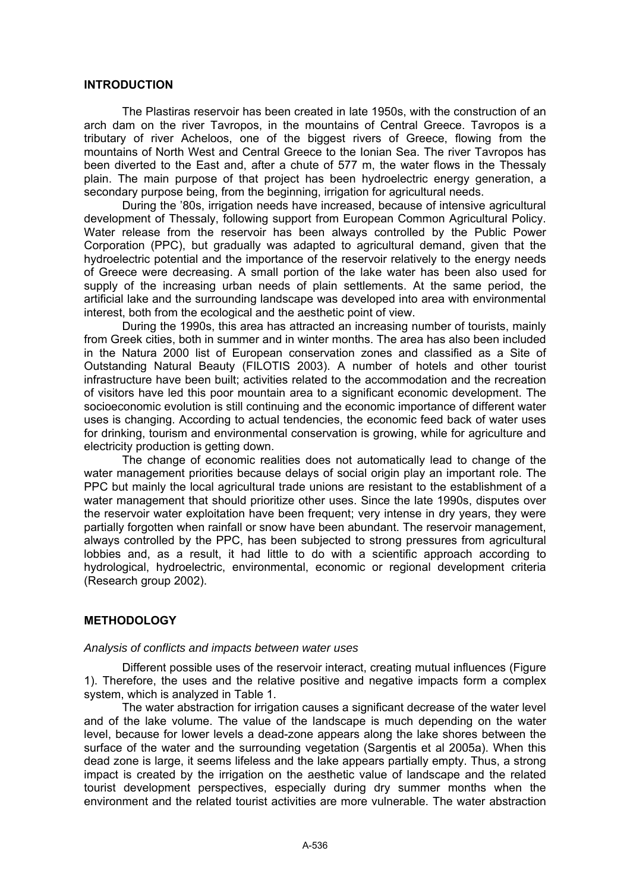## INTRODUCTION

The Plastiras reservoir has been created in late 1950s, with the construction of an arch dam on the river Tavropos, in the mountains of Central Greece. Tavropos is a tributary of river Acheloos, one of the biggest rivers of Greece, flowing from the mountains of North West and Central Greece to the Ionian Sea. The river Tavropos has been diverted to the East and, after a chute of 577 m, the water flows in the Thessaly plain. The main purpose of that project has been hydroelectric energy generation, a secondary purpose being, from the beginning, irrigation for agricultural needs.

During the '80s, irrigation needs have increased, because of intensive agricultural development of Thessaly, following support from European Common Agricultural Policy. Water release from the reservoir has been always controlled by the Public Power Corporation (PPC), but gradually was adapted to agricultural demand, given that the hydroelectric potential and the importance of the reservoir relatively to the energy needs of Greece were decreasing. A small portion of the lake water has been also used for supply of the increasing urban needs of plain settlements. At the same period, the artificial lake and the surrounding landscape was developed into area with environmental interest, both from the ecological and the aesthetic point of view.

During the 1990s, this area has attracted an increasing number of tourists, mainly from Greek cities, both in summer and in winter months. The area has also been included in the Natura 2000 list of European conservation zones and classified as a Site of Outstanding Natural Beauty (FILOTIS 2003). A number of hotels and other tourist infrastructure have been built; activities related to the accommodation and the recreation of visitors have led this poor mountain area to a significant economic development. The socioeconomic evolution is still continuing and the economic importance of different water uses is changing. According to actual tendencies, the economic feed back of water uses for drinking, tourism and environmental conservation is growing, while for agriculture and electricity production is getting down.

The change of economic realities does not automatically lead to change of the water management priorities because delays of social origin play an important role. The PPC but mainly the local agricultural trade unions are resistant to the establishment of a water management that should prioritize other uses. Since the late 1990s, disputes over the reservoir water exploitation have been frequent; very intense in dry years, they were partially forgotten when rainfall or snow have been abundant. The reservoir management, always controlled by the PPC, has been subjected to strong pressures from agricultural lobbies and, as a result, it had little to do with a scientific approach according to hydrological, hydroelectric, environmental, economic or regional development criteria (Research group 2002).

## METHODOLOGY

*Analysis of conflicts and impacts between water uses*

Different possible uses of the reservoir interact, creating mutual influences (Figure 1). Therefore, the uses and the relative positive and negative impacts form a complex system, which is analyzed in Table 1.

The water abstraction for irrigation causes a significant decrease of the water level and of the lake volume. The value of the landscape is much depending on the water level, because for lower levels a dead-zone appears along the lake shores between the surface of the water and the surrounding vegetation (Sargentis et al 2005a). When this dead zone is large, it seems lifeless and the lake appears partially empty. Thus, a strong impact is created by the irrigation on the aesthetic value of landscape and the related tourist development perspectives, especially during dry summer months when the environment and the related tourist activities are more vulnerable. The water abstraction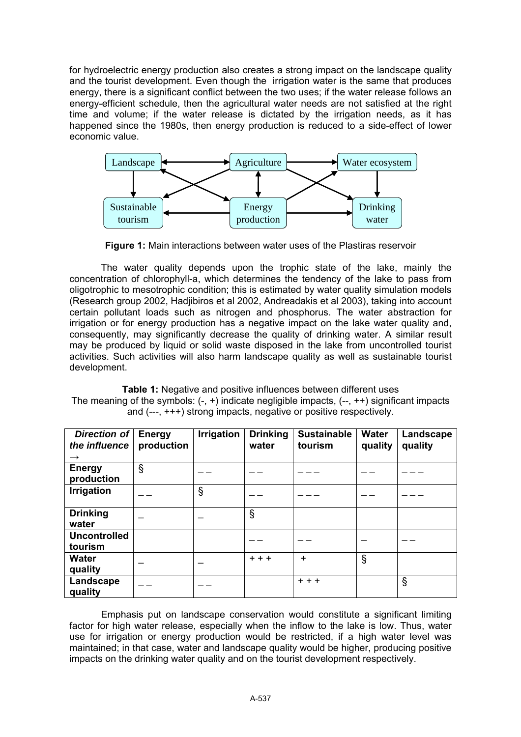for hydroelectric energy production also creates a strong impact on the landscape quality and the tourist development. Even though the irrigation water is the same that produces energy, there is a significant conflict between the two uses; if the water release follows an energy-efficient schedule, then the agricultural water needs are not satisfied at the right time and volume; if the water release is dictated by the irrigation needs, as it has happened since the 1980s, then energy production is reduced to a side-effect of lower economic value.

**Figure 1:** Main interactions between water uses of the Plastiras reservoir

The water quality depends upon the trophic state of the lake, mainly the concentration of chlorophyll-a, which determines the tendency of the lake to pass from oligotrophic to mesotrophic condition; this is estimated by water quality simulation models (Research group 2002, Hadjibiros et al 2002, Andreadakis et al 2003), taking into account certain pollutant loads such as nitrogen and phosphorus. The water abstraction for irrigation or for energy production has a negative impact on the lake water quality and, consequently, may significantly decrease the quality of drinking water. A similar result may be produced by liquid or solid waste disposed in the lake from uncontrolled tourist activities. Such activities will also harm landscape quality as well as sustainable tourist development.

**Table 1:** Negative and positive influences between different uses
The meaning of the symbols: (-, +) indicate negligible impacts, (--, ++) significant impacts and (---, +++) strong impacts, negative or positive respectively.

| *Direction of the influence →* | **Energy production** | **Irrigation** | **Drinking water** | **Sustainable tourism** | **Water quality** | **Landscape quality** |
|---|---|---|---|---|---|---|
| **Energy production** | § | – – | – – | – – – | – – | – – – |
| **Irrigation** | – – | § | – – | – – – | – – | – – – |
| **Drinking water** | – | – | § | | | |
| **Uncontrolled tourism** | | | – – | – – | – | – – |
| **Water quality** | – | – | + + + | + | § | |
| **Landscape quality** | – – | – – | | + + + | | § |

Emphasis put on landscape conservation would constitute a significant limiting factor for high water release, especially when the inflow to the lake is low. Thus, water use for irrigation or energy production would be restricted, if a high water level was maintained; in that case, water and landscape quality would be higher, producing positive impacts on the drinking water quality and on the tourist development respectively.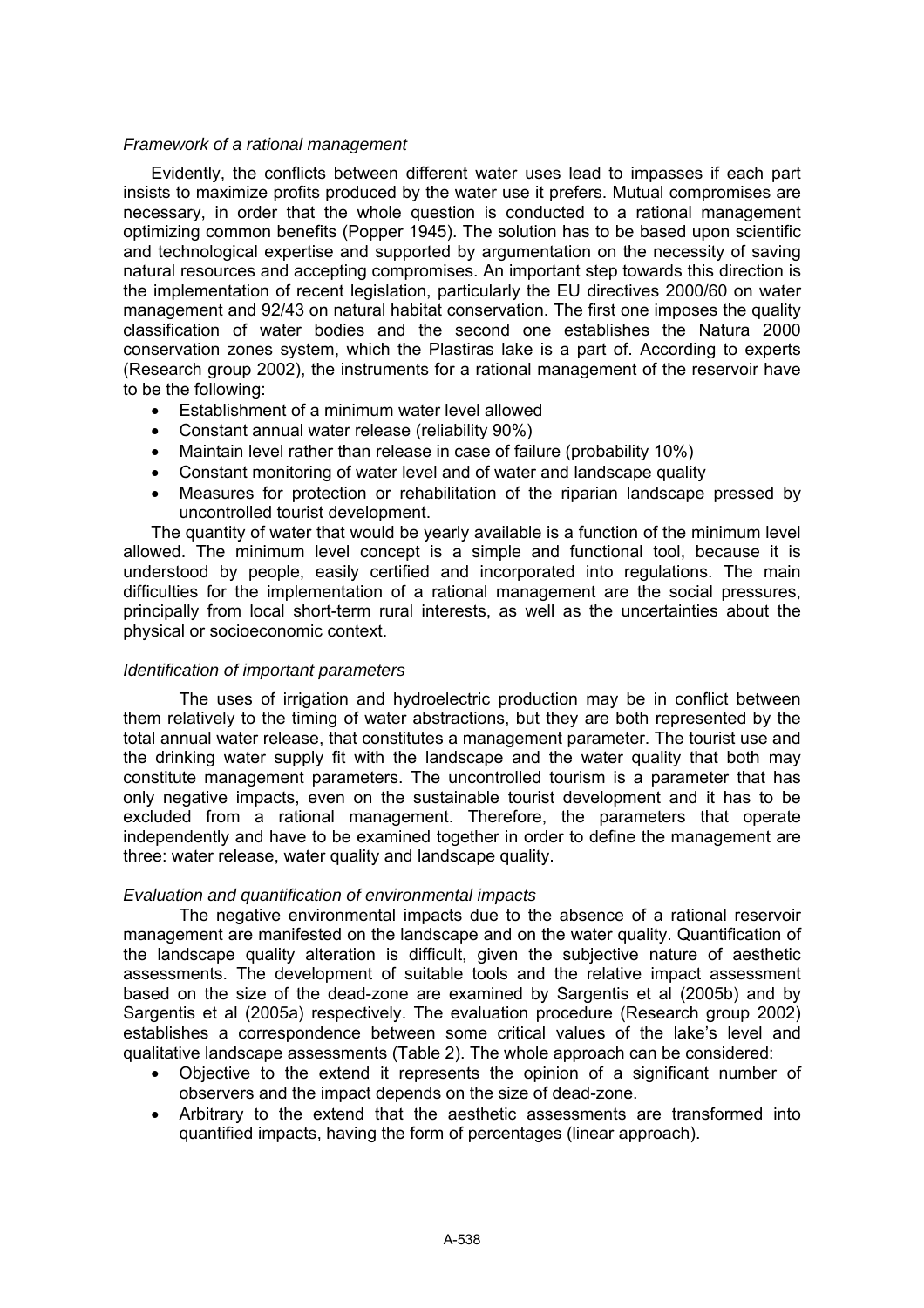*Framework of a rational management*

Evidently, the conflicts between different water uses lead to impasses if each part insists to maximize profits produced by the water use it prefers. Mutual compromises are necessary, in order that the whole question is conducted to a rational management optimizing common benefits (Popper 1945). The solution has to be based upon scientific and technological expertise and supported by argumentation on the necessity of saving natural resources and accepting compromises. An important step towards this direction is the implementation of recent legislation, particularly the EU directives 2000/60 on water management and 92/43 on natural habitat conservation. The first one imposes the quality classification of water bodies and the second one establishes the Natura 2000 conservation zones system, which the Plastiras lake is a part of. According to experts (Research group 2002), the instruments for a rational management of the reservoir have to be the following:

- Establishment of a minimum water level allowed
- Constant annual water release (reliability 90%)
- Maintain level rather than release in case of failure (probability 10%)
- Constant monitoring of water level and of water and landscape quality
- Measures for protection or rehabilitation of the riparian landscape pressed by uncontrolled tourist development.

The quantity of water that would be yearly available is a function of the minimum level allowed. The minimum level concept is a simple and functional tool, because it is understood by people, easily certified and incorporated into regulations. The main difficulties for the implementation of a rational management are the social pressures, principally from local short-term rural interests, as well as the uncertainties about the physical or socioeconomic context.

*Identification of important parameters*

The uses of irrigation and hydroelectric production may be in conflict between them relatively to the timing of water abstractions, but they are both represented by the total annual water release, that constitutes a management parameter. The tourist use and the drinking water supply fit with the landscape and the water quality that both may constitute management parameters. The uncontrolled tourism is a parameter that has only negative impacts, even on the sustainable tourist development and it has to be excluded from a rational management. Therefore, the parameters that operate independently and have to be examined together in order to define the management are three: water release, water quality and landscape quality.

*Evaluation and quantification of environmental impacts*

The negative environmental impacts due to the absence of a rational reservoir management are manifested on the landscape and on the water quality. Quantification of the landscape quality alteration is difficult, given the subjective nature of aesthetic assessments. The development of suitable tools and the relative impact assessment based on the size of the dead-zone are examined by Sargentis et al (2005b) and by Sargentis et al (2005a) respectively. The evaluation procedure (Research group 2002) establishes a correspondence between some critical values of the lake's level and qualitative landscape assessments (Table 2). The whole approach can be considered:

- Objective to the extend it represents the opinion of a significant number of observers and the impact depends on the size of dead-zone.
- Arbitrary to the extend that the aesthetic assessments are transformed into quantified impacts, having the form of percentages (linear approach).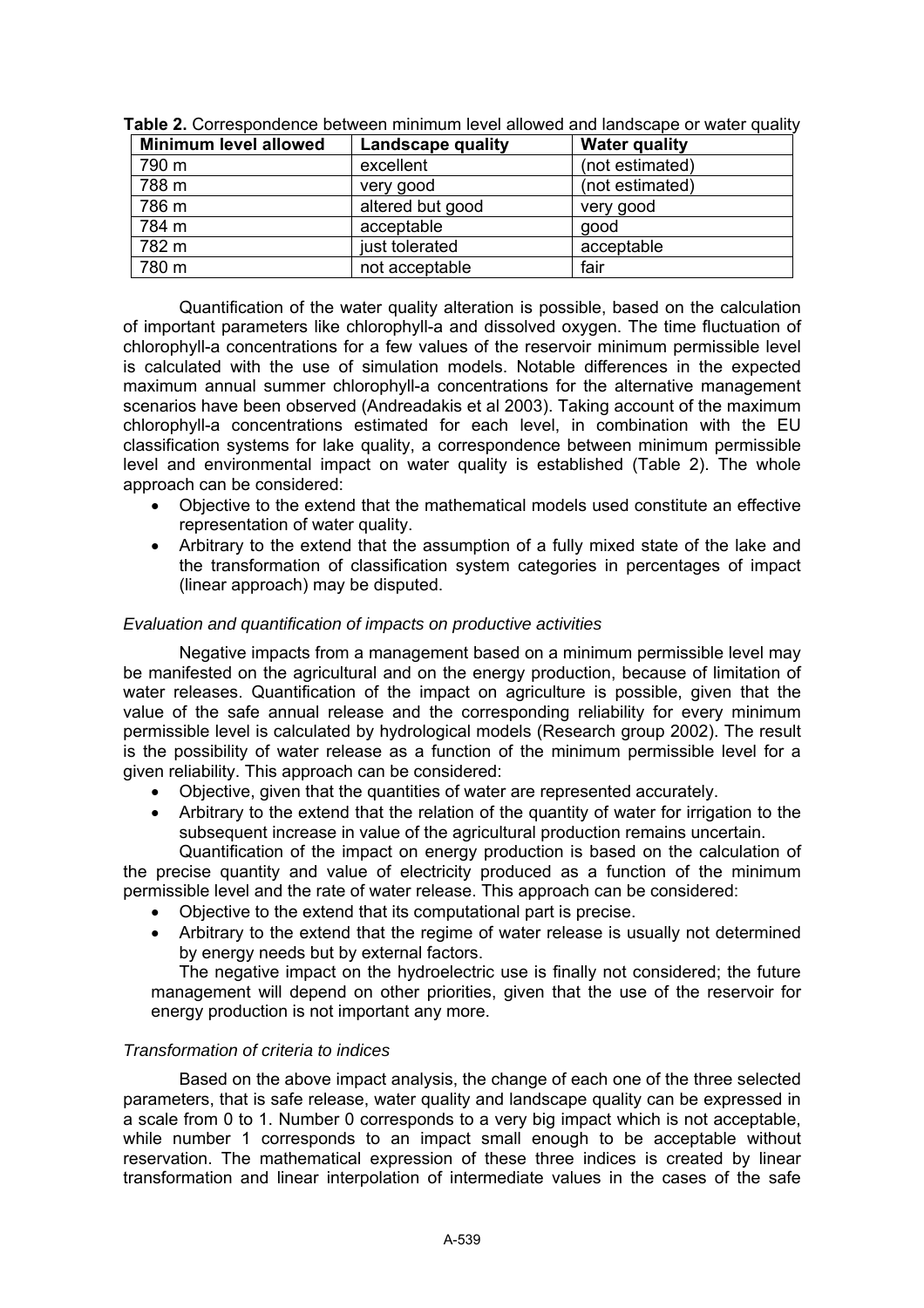**Table 2.** Correspondence between minimum level allowed and landscape or water quality

| Minimum level allowed | Landscape quality | Water quality |
|---|---|---|
| 790 m | excellent | (not estimated) |
| 788 m | very good | (not estimated) |
| 786 m | altered but good | very good |
| 784 m | acceptable | good |
| 782 m | just tolerated | acceptable |
| 780 m | not acceptable | fair |

Quantification of the water quality alteration is possible, based on the calculation of important parameters like chlorophyll-a and dissolved oxygen. The time fluctuation of chlorophyll-a concentrations for a few values of the reservoir minimum permissible level is calculated with the use of simulation models. Notable differences in the expected maximum annual summer chlorophyll-a concentrations for the alternative management scenarios have been observed (Andreadakis et al 2003). Taking account of the maximum chlorophyll-a concentrations estimated for each level, in combination with the EU classification systems for lake quality, a correspondence between minimum permissible level and environmental impact on water quality is established (Table 2). The whole approach can be considered:

- Objective to the extend that the mathematical models used constitute an effective representation of water quality.
- Arbitrary to the extend that the assumption of a fully mixed state of the lake and the transformation of classification system categories in percentages of impact (linear approach) may be disputed.

*Evaluation and quantification of impacts on productive activities*

Negative impacts from a management based on a minimum permissible level may be manifested on the agricultural and on the energy production, because of limitation of water releases. Quantification of the impact on agriculture is possible, given that the value of the safe annual release and the corresponding reliability for every minimum permissible level is calculated by hydrological models (Research group 2002). The result is the possibility of water release as a function of the minimum permissible level for a given reliability. This approach can be considered:

- Objective, given that the quantities of water are represented accurately.
- Arbitrary to the extend that the relation of the quantity of water for irrigation to the subsequent increase in value of the agricultural production remains uncertain.

Quantification of the impact on energy production is based on the calculation of the precise quantity and value of electricity produced as a function of the minimum permissible level and the rate of water release. This approach can be considered:

- Objective to the extend that its computational part is precise.
- Arbitrary to the extend that the regime of water release is usually not determined by energy needs but by external factors.

The negative impact on the hydroelectric use is finally not considered; the future management will depend on other priorities, given that the use of the reservoir for energy production is not important any more.

*Transformation of criteria to indices*

Based on the above impact analysis, the change of each one of the three selected parameters, that is safe release, water quality and landscape quality can be expressed in a scale from 0 to 1. Number 0 corresponds to a very big impact which is not acceptable, while number 1 corresponds to an impact small enough to be acceptable without reservation. The mathematical expression of these three indices is created by linear transformation and linear interpolation of intermediate values in the cases of the safe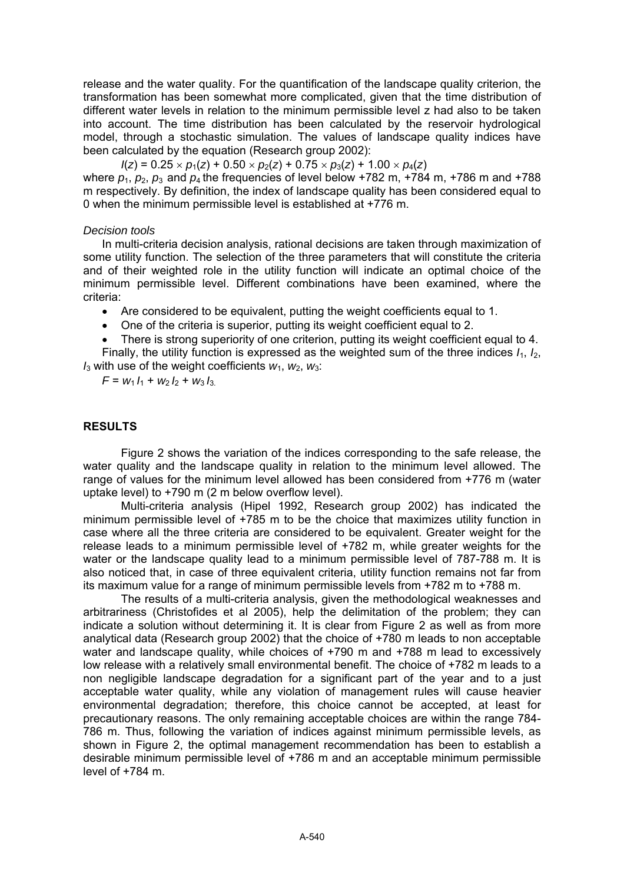release and the water quality. For the quantification of the landscape quality criterion, the transformation has been somewhat more complicated, given that the time distribution of different water levels in relation to the minimum permissible level z had also to be taken into account. The time distribution has been calculated by the reservoir hydrological model, through a stochastic simulation. The values of landscape quality indices have been calculated by the equation (Research group 2002):

$$I(z) = 0.25 \times p_1(z) + 0.50 \times p_2(z) + 0.75 \times p_3(z) + 1.00 \times p_4(z)$$

where $p_1$, $p_2$, $p_3$ and $p_4$ the frequencies of level below +782 m, +784 m, +786 m and +788 m respectively. By definition, the index of landscape quality has been considered equal to 0 when the minimum permissible level is established at +776 m.

*Decision tools*

In multi-criteria decision analysis, rational decisions are taken through maximization of some utility function. The selection of the three parameters that will constitute the criteria and of their weighted role in the utility function will indicate an optimal choice of the minimum permissible level. Different combinations have been examined, where the criteria:

- Are considered to be equivalent, putting the weight coefficients equal to 1.
- One of the criteria is superior, putting its weight coefficient equal to 2.
- There is strong superiority of one criterion, putting its weight coefficient equal to 4.

Finally, the utility function is expressed as the weighted sum of the three indices $I_1$, $I_2$, $I_3$ with use of the weight coefficients $w_1$, $w_2$, $w_3$:

$$F = w_1 I_1 + w_2 I_2 + w_3 I_3.$$

## RESULTS

Figure 2 shows the variation of the indices corresponding to the safe release, the water quality and the landscape quality in relation to the minimum level allowed. The range of values for the minimum level allowed has been considered from +776 m (water uptake level) to +790 m (2 m below overflow level).

Multi-criteria analysis (Hipel 1992, Research group 2002) has indicated the minimum permissible level of +785 m to be the choice that maximizes utility function in case where all the three criteria are considered to be equivalent. Greater weight for the release leads to a minimum permissible level of +782 m, while greater weights for the water or the landscape quality lead to a minimum permissible level of 787-788 m. It is also noticed that, in case of three equivalent criteria, utility function remains not far from its maximum value for a range of minimum permissible levels from +782 m to +788 m.

The results of a multi-criteria analysis, given the methodological weaknesses and arbitrariness (Christofides et al 2005), help the delimitation of the problem; they can indicate a solution without determining it. It is clear from Figure 2 as well as from more analytical data (Research group 2002) that the choice of +780 m leads to non acceptable water and landscape quality, while choices of +790 m and +788 m lead to excessively low release with a relatively small environmental benefit. The choice of +782 m leads to a non negligible landscape degradation for a significant part of the year and to a just acceptable water quality, while any violation of management rules will cause heavier environmental degradation; therefore, this choice cannot be accepted, at least for precautionary reasons. The only remaining acceptable choices are within the range 784-786 m. Thus, following the variation of indices against minimum permissible levels, as shown in Figure 2, the optimal management recommendation has been to establish a desirable minimum permissible level of +786 m and an acceptable minimum permissible level of +784 m.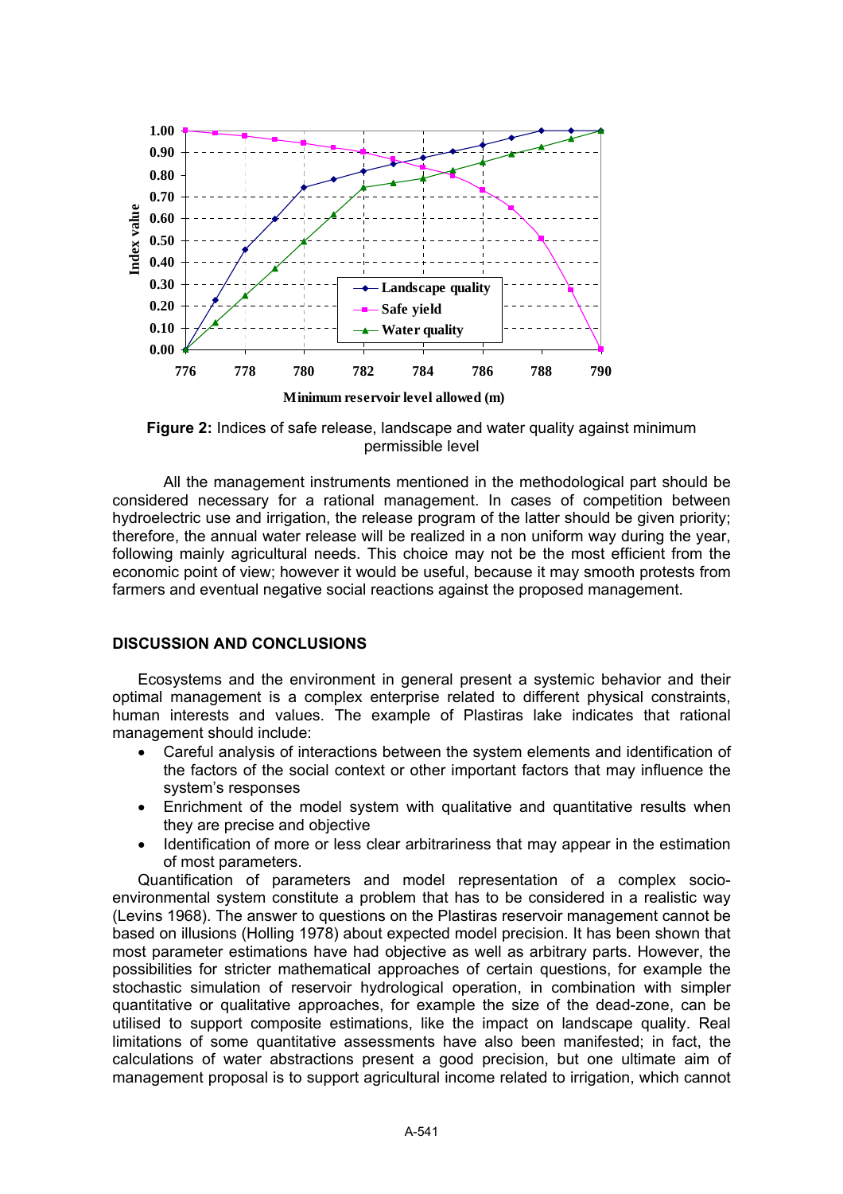**Figure 2:** Indices of safe release, landscape and water quality against minimum permissible level

All the management instruments mentioned in the methodological part should be considered necessary for a rational management. In cases of competition between hydroelectric use and irrigation, the release program of the latter should be given priority; therefore, the annual water release will be realized in a non uniform way during the year, following mainly agricultural needs. This choice may not be the most efficient from the economic point of view; however it would be useful, because it may smooth protests from farmers and eventual negative social reactions against the proposed management.

## DISCUSSION AND CONCLUSIONS

Ecosystems and the environment in general present a systemic behavior and their optimal management is a complex enterprise related to different physical constraints, human interests and values. The example of Plastiras lake indicates that rational management should include:

- Careful analysis of interactions between the system elements and identification of the factors of the social context or other important factors that may influence the system's responses
- Enrichment of the model system with qualitative and quantitative results when they are precise and objective
- Identification of more or less clear arbitrariness that may appear in the estimation of most parameters.

Quantification of parameters and model representation of a complex socio-environmental system constitute a problem that has to be considered in a realistic way (Levins 1968). The answer to questions on the Plastiras reservoir management cannot be based on illusions (Holling 1978) about expected model precision. It has been shown that most parameter estimations have had objective as well as arbitrary parts. However, the possibilities for stricter mathematical approaches of certain questions, for example the stochastic simulation of reservoir hydrological operation, in combination with simpler quantitative or qualitative approaches, for example the size of the dead-zone, can be utilised to support composite estimations, like the impact on landscape quality. Real limitations of some quantitative assessments have also been manifested; in fact, the calculations of water abstractions present a good precision, but one ultimate aim of management proposal is to support agricultural income related to irrigation, which cannot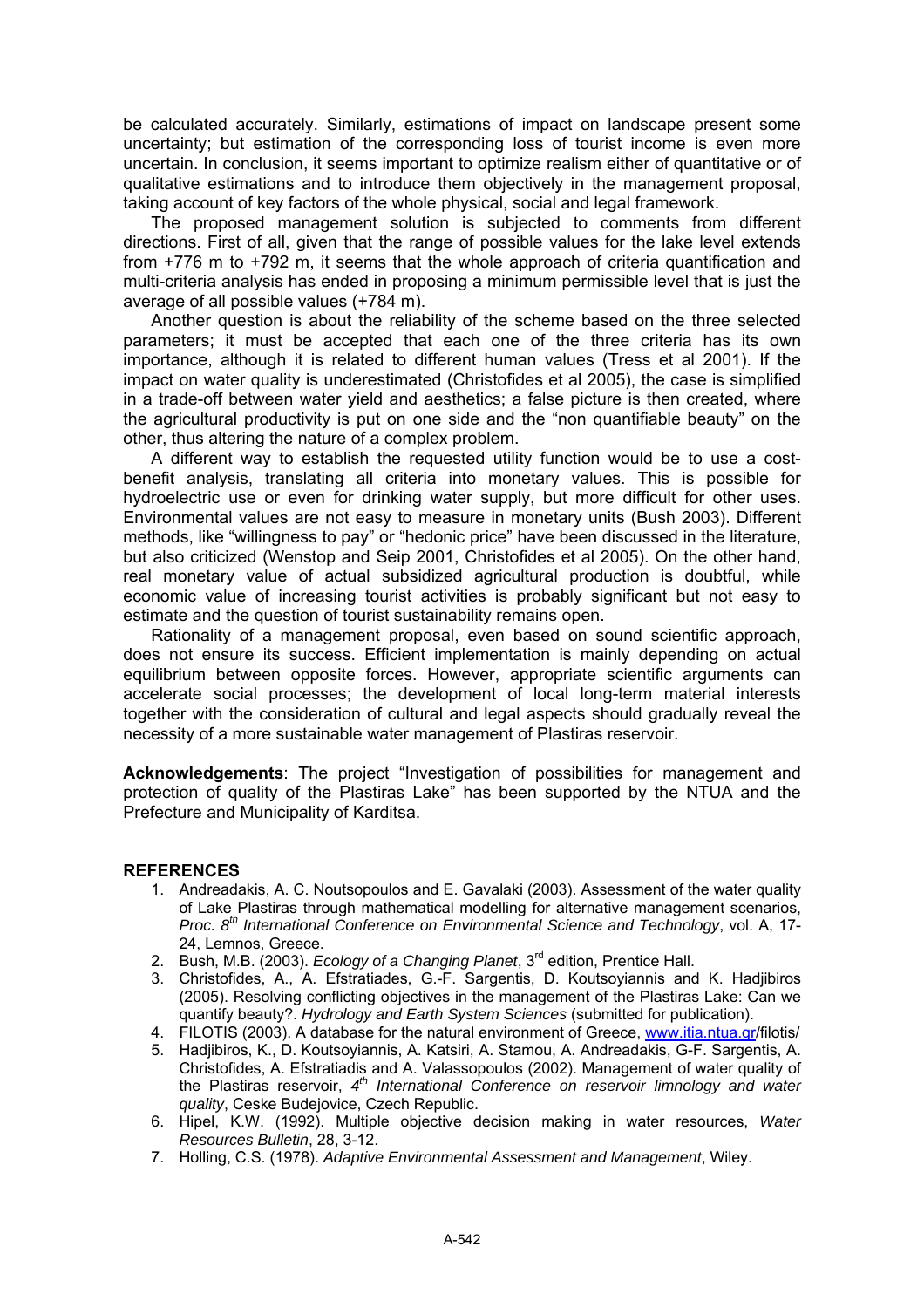be calculated accurately. Similarly, estimations of impact on landscape present some uncertainty; but estimation of the corresponding loss of tourist income is even more uncertain. In conclusion, it seems important to optimize realism either of quantitative or of qualitative estimations and to introduce them objectively in the management proposal, taking account of key factors of the whole physical, social and legal framework.

The proposed management solution is subjected to comments from different directions. First of all, given that the range of possible values for the lake level extends from +776 m to +792 m, it seems that the whole approach of criteria quantification and multi-criteria analysis has ended in proposing a minimum permissible level that is just the average of all possible values (+784 m).

Another question is about the reliability of the scheme based on the three selected parameters; it must be accepted that each one of the three criteria has its own importance, although it is related to different human values (Tress et al 2001). If the impact on water quality is underestimated (Christofides et al 2005), the case is simplified in a trade-off between water yield and aesthetics; a false picture is then created, where the agricultural productivity is put on one side and the "non quantifiable beauty" on the other, thus altering the nature of a complex problem.

A different way to establish the requested utility function would be to use a cost-benefit analysis, translating all criteria into monetary values. This is possible for hydroelectric use or even for drinking water supply, but more difficult for other uses. Environmental values are not easy to measure in monetary units (Bush 2003). Different methods, like "willingness to pay" or "hedonic price" have been discussed in the literature, but also criticized (Wenstop and Seip 2001, Christofides et al 2005). On the other hand, real monetary value of actual subsidized agricultural production is doubtful, while economic value of increasing tourist activities is probably significant but not easy to estimate and the question of tourist sustainability remains open.

Rationality of a management proposal, even based on sound scientific approach, does not ensure its success. Efficient implementation is mainly depending on actual equilibrium between opposite forces. However, appropriate scientific arguments can accelerate social processes; the development of local long-term material interests together with the consideration of cultural and legal aspects should gradually reveal the necessity of a more sustainable water management of Plastiras reservoir.

**Acknowledgements**: The project "Investigation of possibilities for management and protection of quality of the Plastiras Lake" has been supported by the NTUA and the Prefecture and Municipality of Karditsa.

## REFERENCES

1. Andreadakis, A. C. Noutsopoulos and E. Gavalaki (2003). Assessment of the water quality of Lake Plastiras through mathematical modelling for alternative management scenarios, *Proc. 8th International Conference on Environmental Science and Technology*, vol. A, 17-24, Lemnos, Greece.
2. Bush, M.B. (2003). *Ecology of a Changing Planet*, 3rd edition, Prentice Hall.
3. Christofides, A., A. Efstratiades, G.-F. Sargentis, D. Koutsoyiannis and K. Hadjibiros (2005). Resolving conflicting objectives in the management of the Plastiras Lake: Can we quantify beauty?. *Hydrology and Earth System Sciences* (submitted for publication).
4. FILOTIS (2003). A database for the natural environment of Greece, www.itia.ntua.gr/filotis/
5. Hadjibiros, K., D. Koutsoyiannis, A. Katsiri, A. Stamou, A. Andreadakis, G-F. Sargentis, A. Christofides, A. Efstratiadis and A. Valassopoulos (2002). Management of water quality of the Plastiras reservoir, *4th International Conference on reservoir limnology and water quality*, Ceske Budejovice, Czech Republic.
6. Hipel, K.W. (1992). Multiple objective decision making in water resources, *Water Resources Bulletin*, 28, 3-12.
7. Holling, C.S. (1978). *Adaptive Environmental Assessment and Management*, Wiley.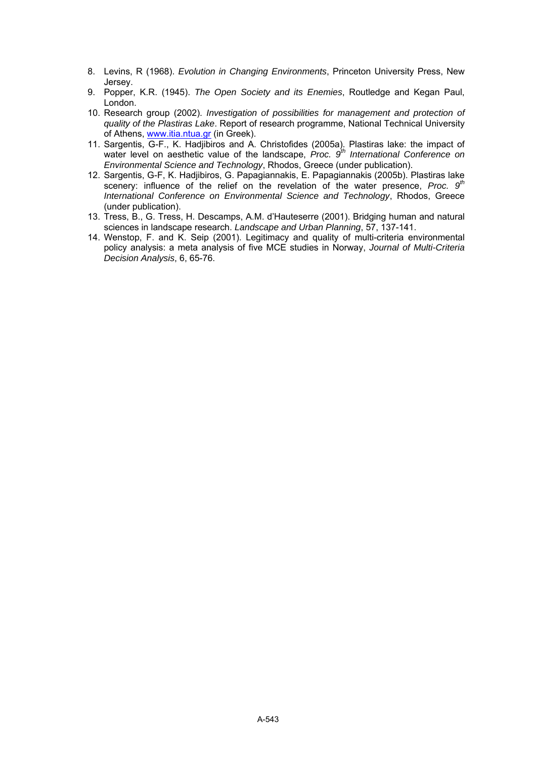8. Levins, R (1968). *Evolution in Changing Environments*, Princeton University Press, New Jersey.
9. Popper, K.R. (1945). *The Open Society and its Enemies*, Routledge and Kegan Paul, London.
10. Research group (2002). *Investigation of possibilities for management and protection of quality of the Plastiras Lake*. Report of research programme, National Technical University of Athens, www.itia.ntua.gr (in Greek).
11. Sargentis, G-F., K. Hadjibiros and A. Christofides (2005a). Plastiras lake: the impact of water level on aesthetic value of the landscape, *Proc. 9th International Conference on Environmental Science and Technology*, Rhodos, Greece (under publication).
12. Sargentis, G-F, K. Hadjibiros, G. Papagiannakis, E. Papagiannakis (2005b). Plastiras lake scenery: influence of the relief on the revelation of the water presence, *Proc. 9th International Conference on Environmental Science and Technology*, Rhodos, Greece (under publication).
13. Tress, B., G. Tress, H. Descamps, A.M. d'Hauteserre (2001). Bridging human and natural sciences in landscape research. *Landscape and Urban Planning*, 57, 137-141.
14. Wenstop, F. and K. Seip (2001). Legitimacy and quality of multi-criteria environmental policy analysis: a meta analysis of five MCE studies in Norway, *Journal of Multi-Criteria Decision Analysis*, 6, 65-76.